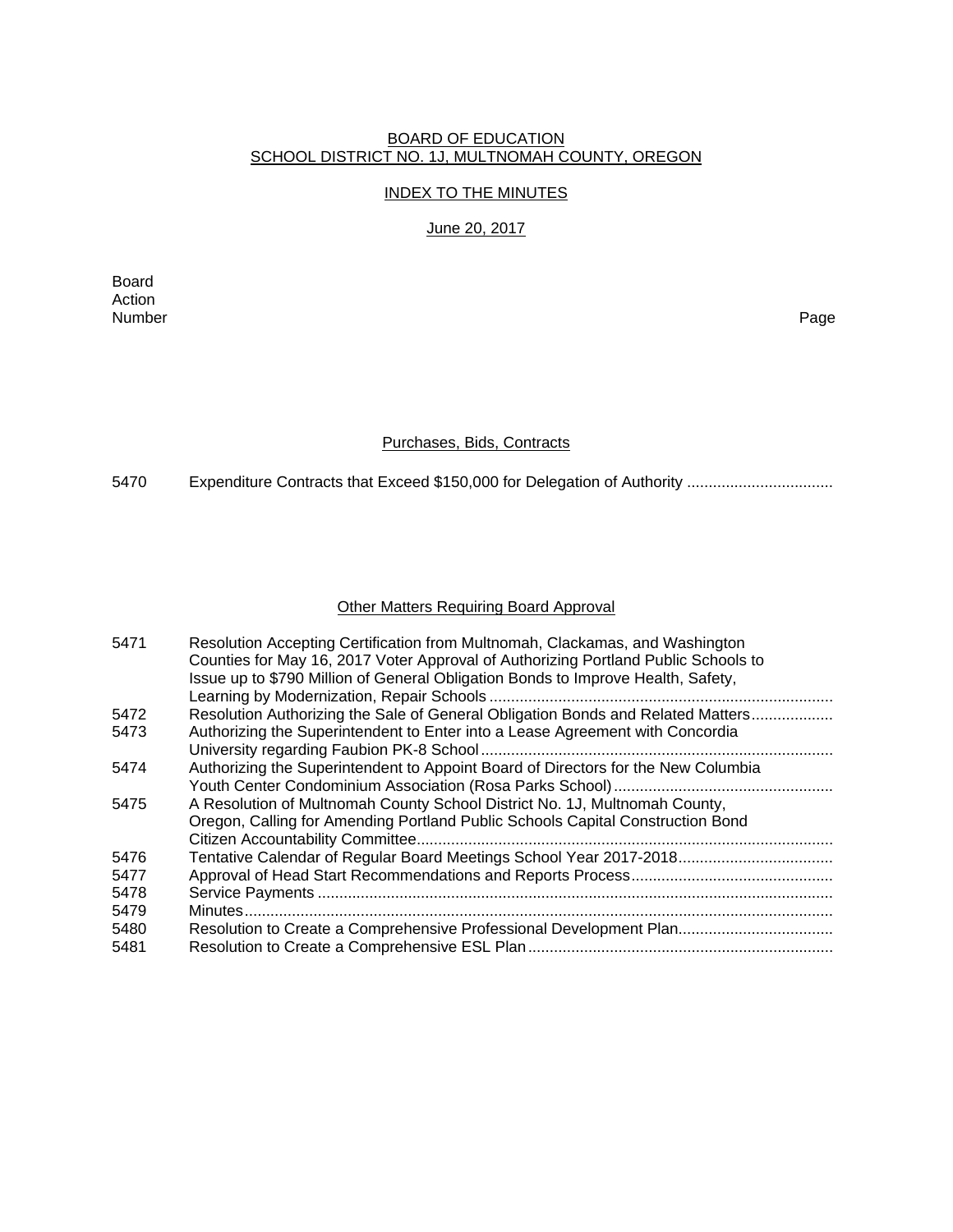BOARD OF EDUCATION
SCHOOL DISTRICT NO. 1J, MULTNOMAH COUNTY, OREGON

INDEX TO THE MINUTES

June 20, 2017

| Board Action Number | | Page |
|---|---|---|

## Purchases, Bids, Contracts

| | | |
|---|---|---|
| 5470 | Expenditure Contracts that Exceed $150,000 for Delegation of Authority | |

## Other Matters Requiring Board Approval

| | | |
|---|---|---|
| 5471 | Resolution Accepting Certification from Multnomah, Clackamas, and Washington Counties for May 16, 2017 Voter Approval of Authorizing Portland Public Schools to Issue up to $790 Million of General Obligation Bonds to Improve Health, Safety, Learning by Modernization, Repair Schools | |
| 5472 | Resolution Authorizing the Sale of General Obligation Bonds and Related Matters | |
| 5473 | Authorizing the Superintendent to Enter into a Lease Agreement with Concordia University regarding Faubion PK-8 School | |
| 5474 | Authorizing the Superintendent to Appoint Board of Directors for the New Columbia Youth Center Condominium Association (Rosa Parks School) | |
| 5475 | A Resolution of Multnomah County School District No. 1J, Multnomah County, Oregon, Calling for Amending Portland Public Schools Capital Construction Bond Citizen Accountability Committee | |
| 5476 | Tentative Calendar of Regular Board Meetings School Year 2017-2018 | |
| 5477 | Approval of Head Start Recommendations and Reports Process | |
| 5478 | Service Payments | |
| 5479 | Minutes | |
| 5480 | Resolution to Create a Comprehensive Professional Development Plan | |
| 5481 | Resolution to Create a Comprehensive ESL Plan | |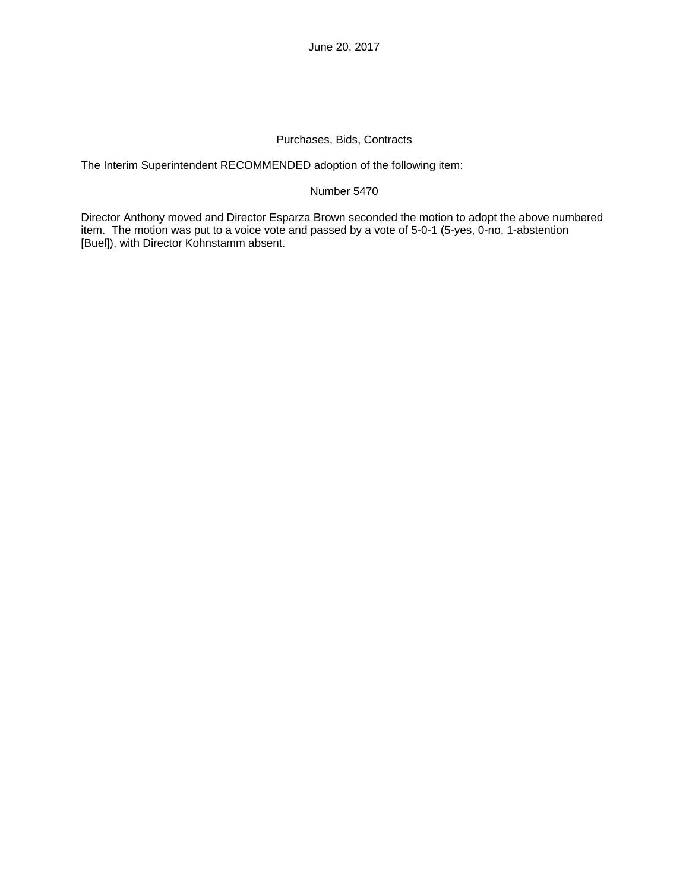June 20, 2017

<u>Purchases, Bids, Contracts</u>

The Interim Superintendent <u>RECOMMENDED</u> adoption of the following item:

Number 5470

Director Anthony moved and Director Esparza Brown seconded the motion to adopt the above numbered item. The motion was put to a voice vote and passed by a vote of 5-0-1 (5-yes, 0-no, 1-abstention [Buel]), with Director Kohnstamm absent.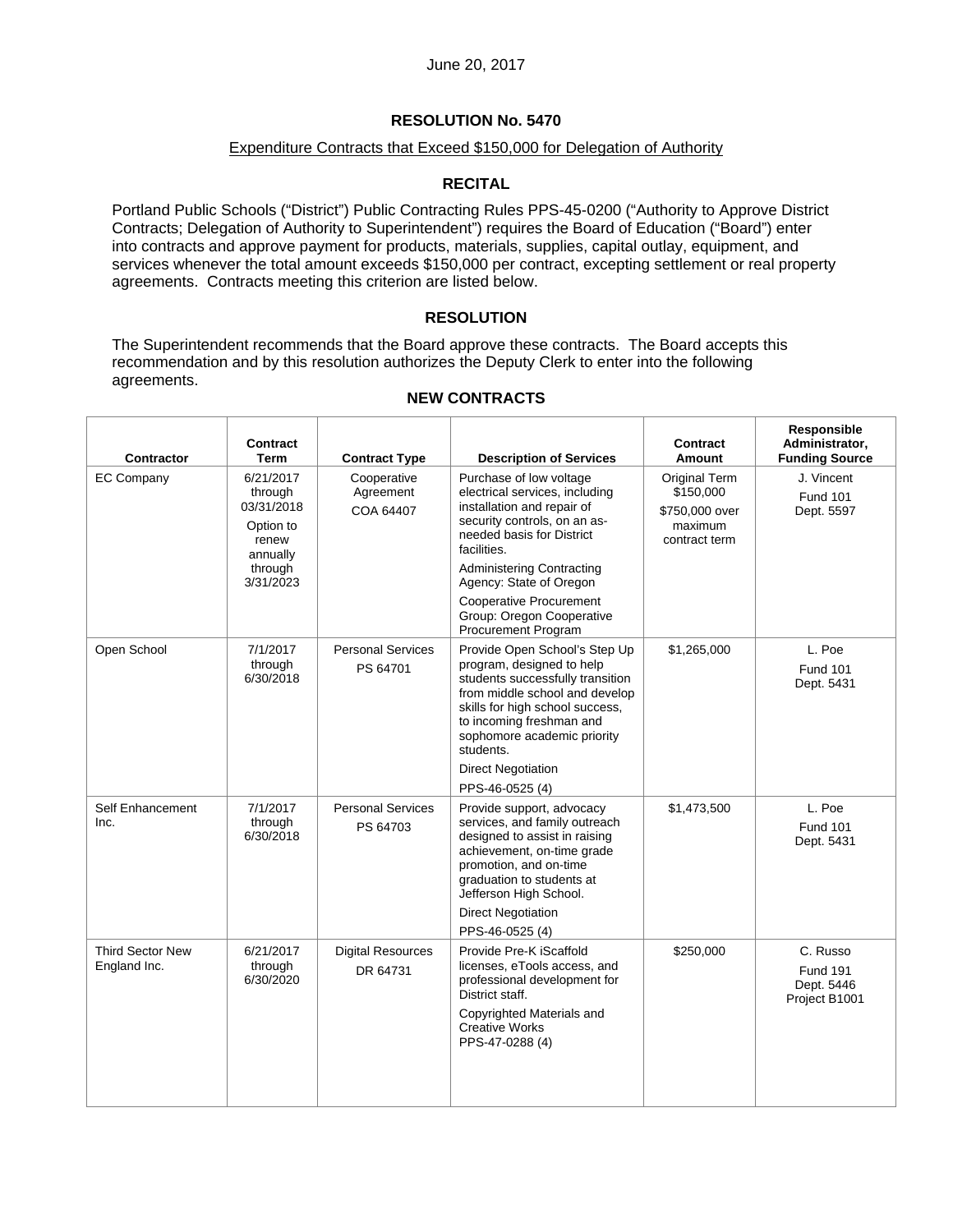June 20, 2017

## RESOLUTION No. 5470

Expenditure Contracts that Exceed $150,000 for Delegation of Authority

### RECITAL

Portland Public Schools ("District") Public Contracting Rules PPS-45-0200 ("Authority to Approve District Contracts; Delegation of Authority to Superintendent") requires the Board of Education ("Board") enter into contracts and approve payment for products, materials, supplies, capital outlay, equipment, and services whenever the total amount exceeds $150,000 per contract, excepting settlement or real property agreements. Contracts meeting this criterion are listed below.

### RESOLUTION

The Superintendent recommends that the Board approve these contracts. The Board accepts this recommendation and by this resolution authorizes the Deputy Clerk to enter into the following agreements.

### NEW CONTRACTS

| Contractor | Contract Term | Contract Type | Description of Services | Contract Amount | Responsible Administrator, Funding Source |
|---|---|---|---|---|---|
| EC Company | 6/21/2017 through 03/31/2018<br><br>Option to renew annually through 3/31/2023 | Cooperative Agreement<br>COA 64407 | Purchase of low voltage electrical services, including installation and repair of security controls, on an as-needed basis for District facilities.<br><br>Administering Contracting Agency: State of Oregon<br><br>Cooperative Procurement Group: Oregon Cooperative Procurement Program | Original Term $150,000<br><br>$750,000 over maximum contract term | J. Vincent<br>Fund 101<br>Dept. 5597 |
| Open School | 7/1/2017 through 6/30/2018 | Personal Services<br>PS 64701 | Provide Open School's Step Up program, designed to help students successfully transition from middle school and develop skills for high school success, to incoming freshman and sophomore academic priority students.<br><br>Direct Negotiation<br><br>PPS-46-0525 (4) | $1,265,000 | L. Poe<br>Fund 101<br>Dept. 5431 |
| Self Enhancement Inc. | 7/1/2017 through 6/30/2018 | Personal Services<br>PS 64703 | Provide support, advocacy services, and family outreach designed to assist in raising achievement, on-time grade promotion, and on-time graduation to students at Jefferson High School.<br><br>Direct Negotiation<br><br>PPS-46-0525 (4) | $1,473,500 | L. Poe<br>Fund 101<br>Dept. 5431 |
| Third Sector New England Inc. | 6/21/2017 through 6/30/2020 | Digital Resources<br>DR 64731 | Provide Pre-K iScaffold licenses, eTools access, and professional development for District staff.<br><br>Copyrighted Materials and Creative Works<br>PPS-47-0288 (4) | $250,000 | C. Russo<br>Fund 191<br>Dept. 5446<br>Project B1001 |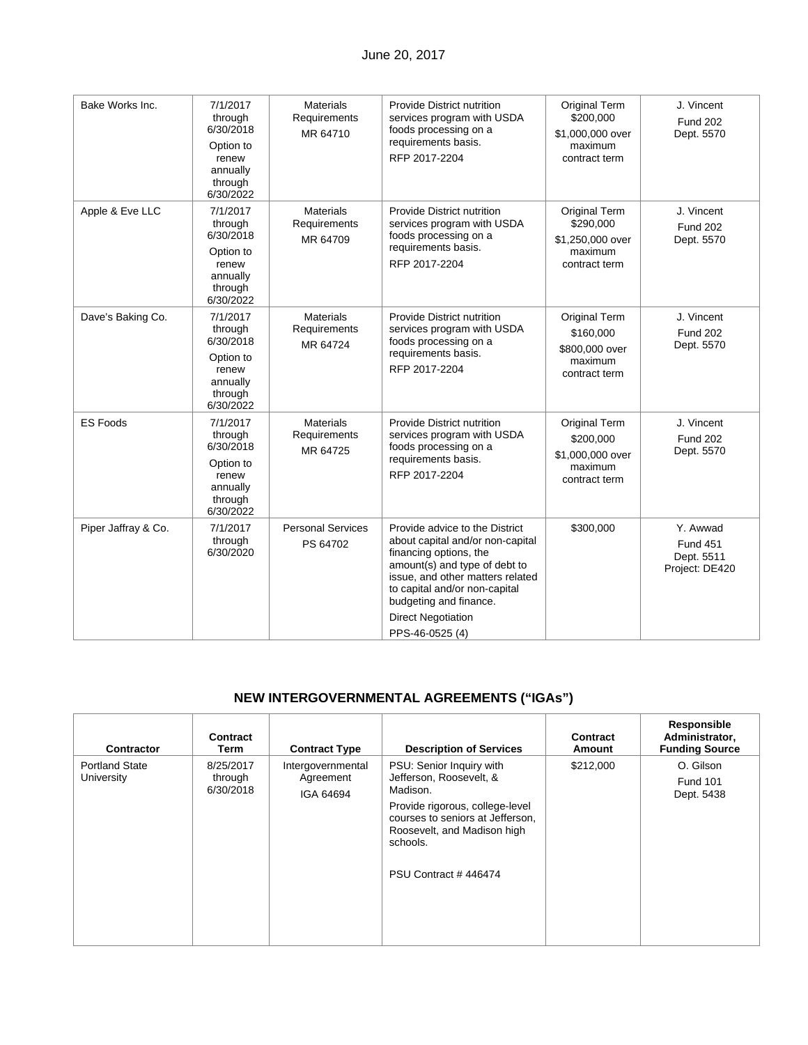| | | | | | |
|---|---|---|---|---|---|
| Bake Works Inc. | 7/1/2017 through 6/30/2018<br>Option to renew annually through 6/30/2022 | Materials Requirements<br>MR 64710 | Provide District nutrition services program with USDA foods processing on a requirements basis.<br>RFP 2017-2204 | Original Term $200,000<br>$1,000,000 over maximum contract term | J. Vincent<br>Fund 202<br>Dept. 5570 |
| Apple & Eve LLC | 7/1/2017 through 6/30/2018<br>Option to renew annually through 6/30/2022 | Materials Requirements<br>MR 64709 | Provide District nutrition services program with USDA foods processing on a requirements basis.<br>RFP 2017-2204 | Original Term $290,000<br>$1,250,000 over maximum contract term | J. Vincent<br>Fund 202<br>Dept. 5570 |
| Dave's Baking Co. | 7/1/2017 through 6/30/2018<br>Option to renew annually through 6/30/2022 | Materials Requirements<br>MR 64724 | Provide District nutrition services program with USDA foods processing on a requirements basis.<br>RFP 2017-2204 | Original Term<br>$160,000<br>$800,000 over maximum contract term | J. Vincent<br>Fund 202<br>Dept. 5570 |
| ES Foods | 7/1/2017 through 6/30/2018<br>Option to renew annually through 6/30/2022 | Materials Requirements<br>MR 64725 | Provide District nutrition services program with USDA foods processing on a requirements basis.<br>RFP 2017-2204 | Original Term<br>$200,000<br>$1,000,000 over maximum contract term | J. Vincent<br>Fund 202<br>Dept. 5570 |
| Piper Jaffray & Co. | 7/1/2017 through 6/30/2020 | Personal Services<br>PS 64702 | Provide advice to the District about capital and/or non-capital financing options, the amount(s) and type of debt to issue, and other matters related to capital and/or non-capital budgeting and finance.<br>Direct Negotiation<br>PPS-46-0525 (4) | $300,000 | Y. Awwad<br>Fund 451<br>Dept. 5511<br>Project: DE420 |

## NEW INTERGOVERNMENTAL AGREEMENTS ("IGAs")

| Contractor | Contract Term | Contract Type | Description of Services | Contract Amount | Responsible Administrator, Funding Source |
|---|---|---|---|---|---|
| Portland State University | 8/25/2017 through 6/30/2018 | Intergovernmental Agreement<br>IGA 64694 | PSU: Senior Inquiry with Jefferson, Roosevelt, & Madison.<br>Provide rigorous, college-level courses to seniors at Jefferson, Roosevelt, and Madison high schools.<br>PSU Contract # 446474 | $212,000 | O. Gilson<br>Fund 101<br>Dept. 5438 |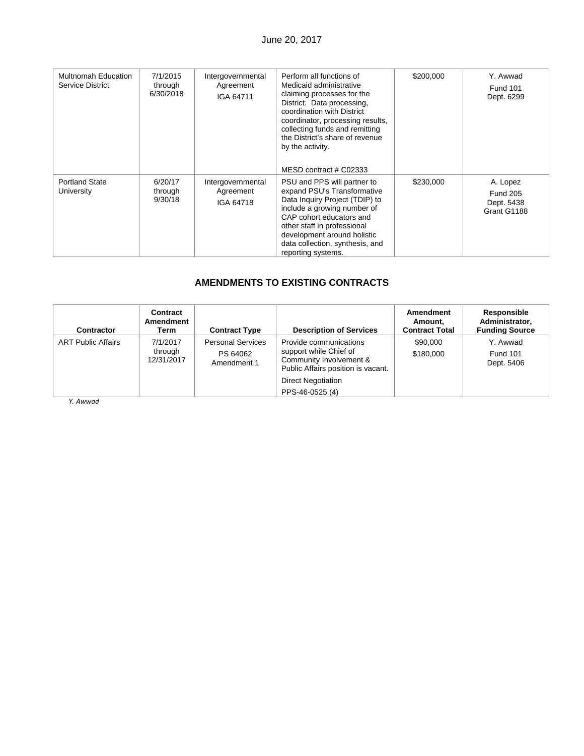| | | | | | |
|---|---|---|---|---|---|
| Multnomah Education Service District | 7/1/2015 through 6/30/2018 | Intergovernmental Agreement IGA 64711 | Perform all functions of Medicaid administrative claiming processes for the District. Data processing, coordination with District coordinator, processing results, collecting funds and remitting the District's share of revenue by the activity. MESD contract # C02333 | $200,000 | Y. Awwad Fund 101 Dept. 6299 |
| Portland State University | 6/20/17 through 9/30/18 | Intergovernmental Agreement IGA 64718 | PSU and PPS will partner to expand PSU's Transformative Data Inquiry Project (TDIP) to include a growing number of CAP cohort educators and other staff in professional development around holistic data collection, synthesis, and reporting systems. | $230,000 | A. Lopez Fund 205 Dept. 5438 Grant G1188 |

## AMENDMENTS TO EXISTING CONTRACTS

| Contractor | Contract Amendment Term | Contract Type | Description of Services | Amendment Amount, Contract Total | Responsible Administrator, Funding Source |
|---|---|---|---|---|---|
| ART Public Affairs | 7/1/2017 through 12/31/2017 | Personal Services PS 64062 Amendment 1 | Provide communications support while Chief of Community Involvement & Public Affairs position is vacant. Direct Negotiation PPS-46-0525 (4) | $90,000 $180,000 | Y. Awwad Fund 101 Dept. 5406 |

*Y. Awwad*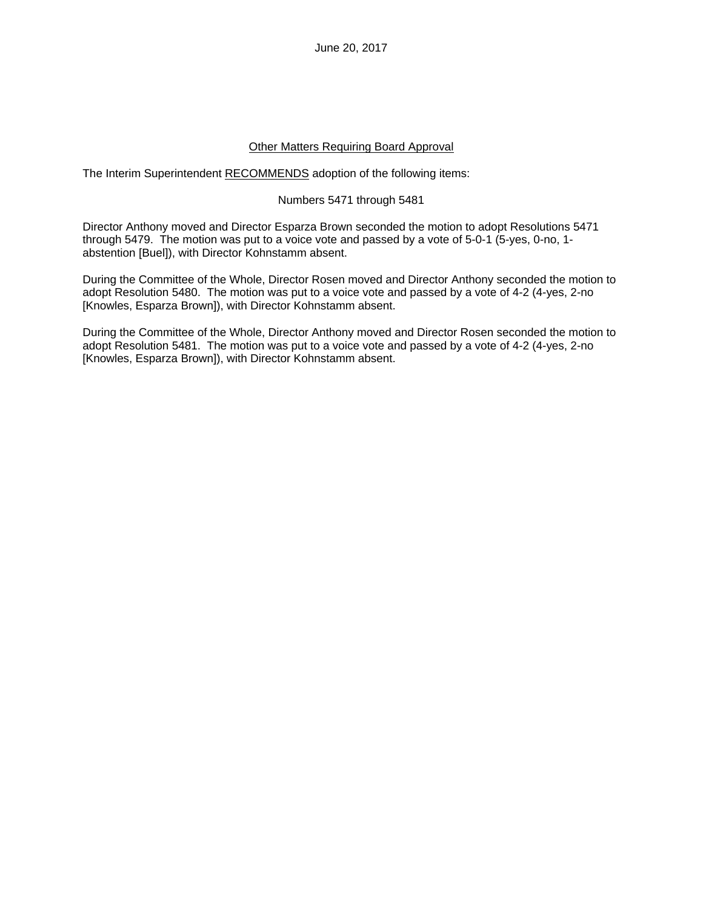June 20, 2017

## Other Matters Requiring Board Approval

The Interim Superintendent RECOMMENDS adoption of the following items:

Numbers 5471 through 5481

Director Anthony moved and Director Esparza Brown seconded the motion to adopt Resolutions 5471 through 5479. The motion was put to a voice vote and passed by a vote of 5-0-1 (5-yes, 0-no, 1-abstention [Buel]), with Director Kohnstamm absent.

During the Committee of the Whole, Director Rosen moved and Director Anthony seconded the motion to adopt Resolution 5480. The motion was put to a voice vote and passed by a vote of 4-2 (4-yes, 2-no [Knowles, Esparza Brown]), with Director Kohnstamm absent.

During the Committee of the Whole, Director Anthony moved and Director Rosen seconded the motion to adopt Resolution 5481. The motion was put to a voice vote and passed by a vote of 4-2 (4-yes, 2-no [Knowles, Esparza Brown]), with Director Kohnstamm absent.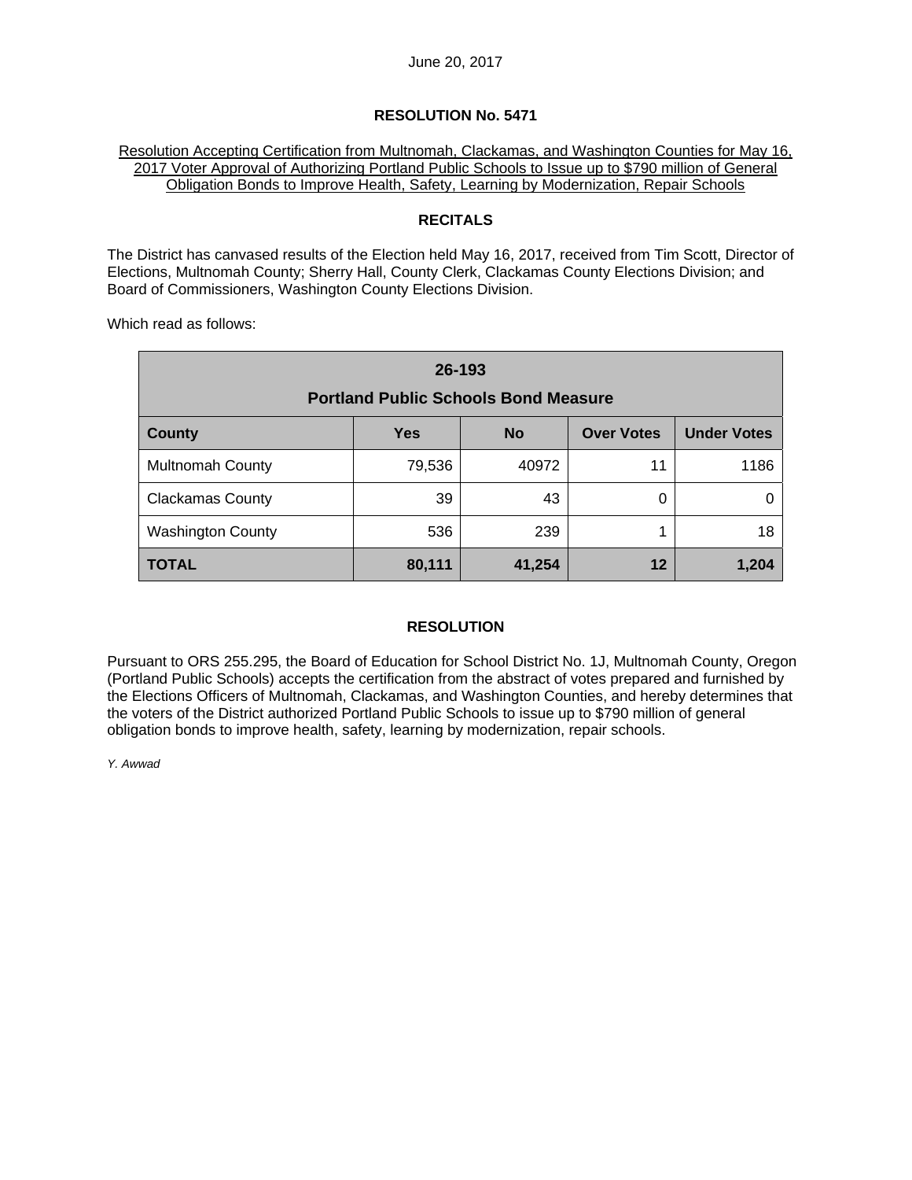June 20, 2017

**RESOLUTION No. 5471**

Resolution Accepting Certification from Multnomah, Clackamas, and Washington Counties for May 16, 2017 Voter Approval of Authorizing Portland Public Schools to Issue up to $790 million of General Obligation Bonds to Improve Health, Safety, Learning by Modernization, Repair Schools

**RECITALS**

The District has canvased results of the Election held May 16, 2017, received from Tim Scott, Director of Elections, Multnomah County; Sherry Hall, County Clerk, Clackamas County Elections Division; and Board of Commissioners, Washington County Elections Division.

Which read as follows:

| **26-193 Portland Public Schools Bond Measure** | | | | |
|---|---|---|---|---|
| **County** | **Yes** | **No** | **Over Votes** | **Under Votes** |
| Multnomah County | 79,536 | 40972 | 11 | 1186 |
| Clackamas County | 39 | 43 | 0 | 0 |
| Washington County | 536 | 239 | 1 | 18 |
| **TOTAL** | **80,111** | **41,254** | **12** | **1,204** |

**RESOLUTION**

Pursuant to ORS 255.295, the Board of Education for School District No. 1J, Multnomah County, Oregon (Portland Public Schools) accepts the certification from the abstract of votes prepared and furnished by the Elections Officers of Multnomah, Clackamas, and Washington Counties, and hereby determines that the voters of the District authorized Portland Public Schools to issue up to $790 million of general obligation bonds to improve health, safety, learning by modernization, repair schools.

*Y. Awwad*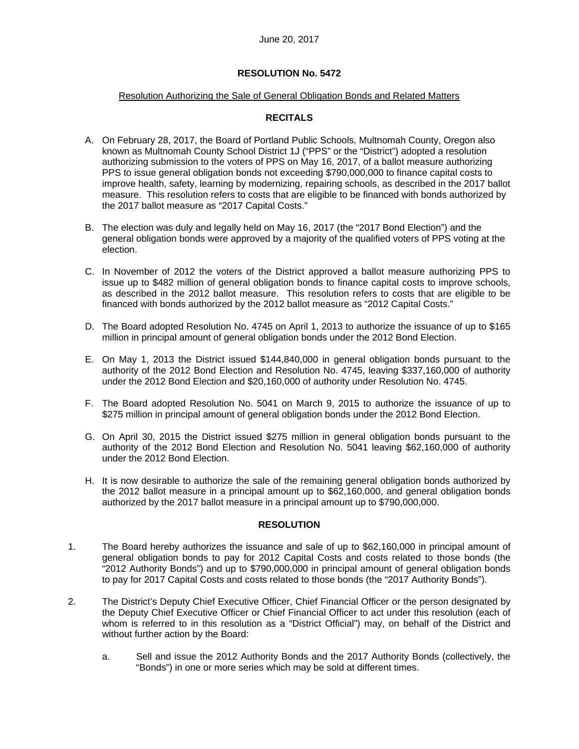June 20, 2017

# RESOLUTION No. 5472

Resolution Authorizing the Sale of General Obligation Bonds and Related Matters

## RECITALS

A. On February 28, 2017, the Board of Portland Public Schools, Multnomah County, Oregon also known as Multnomah County School District 1J ("PPS" or the "District") adopted a resolution authorizing submission to the voters of PPS on May 16, 2017, of a ballot measure authorizing PPS to issue general obligation bonds not exceeding $790,000,000 to finance capital costs to improve health, safety, learning by modernizing, repairing schools, as described in the 2017 ballot measure. This resolution refers to costs that are eligible to be financed with bonds authorized by the 2017 ballot measure as "2017 Capital Costs."

B. The election was duly and legally held on May 16, 2017 (the "2017 Bond Election") and the general obligation bonds were approved by a majority of the qualified voters of PPS voting at the election.

C. In November of 2012 the voters of the District approved a ballot measure authorizing PPS to issue up to $482 million of general obligation bonds to finance capital costs to improve schools, as described in the 2012 ballot measure. This resolution refers to costs that are eligible to be financed with bonds authorized by the 2012 ballot measure as "2012 Capital Costs."

D. The Board adopted Resolution No. 4745 on April 1, 2013 to authorize the issuance of up to $165 million in principal amount of general obligation bonds under the 2012 Bond Election.

E. On May 1, 2013 the District issued $144,840,000 in general obligation bonds pursuant to the authority of the 2012 Bond Election and Resolution No. 4745, leaving $337,160,000 of authority under the 2012 Bond Election and $20,160,000 of authority under Resolution No. 4745.

F. The Board adopted Resolution No. 5041 on March 9, 2015 to authorize the issuance of up to $275 million in principal amount of general obligation bonds under the 2012 Bond Election.

G. On April 30, 2015 the District issued $275 million in general obligation bonds pursuant to the authority of the 2012 Bond Election and Resolution No. 5041 leaving $62,160,000 of authority under the 2012 Bond Election.

H. It is now desirable to authorize the sale of the remaining general obligation bonds authorized by the 2012 ballot measure in a principal amount up to $62,160,000, and general obligation bonds authorized by the 2017 ballot measure in a principal amount up to $790,000,000.

## RESOLUTION

1. The Board hereby authorizes the issuance and sale of up to $62,160,000 in principal amount of general obligation bonds to pay for 2012 Capital Costs and costs related to those bonds (the "2012 Authority Bonds") and up to $790,000,000 in principal amount of general obligation bonds to pay for 2017 Capital Costs and costs related to those bonds (the "2017 Authority Bonds").

2. The District's Deputy Chief Executive Officer, Chief Financial Officer or the person designated by the Deputy Chief Executive Officer or Chief Financial Officer to act under this resolution (each of whom is referred to in this resolution as a "District Official") may, on behalf of the District and without further action by the Board:

   a. Sell and issue the 2012 Authority Bonds and the 2017 Authority Bonds (collectively, the "Bonds") in one or more series which may be sold at different times.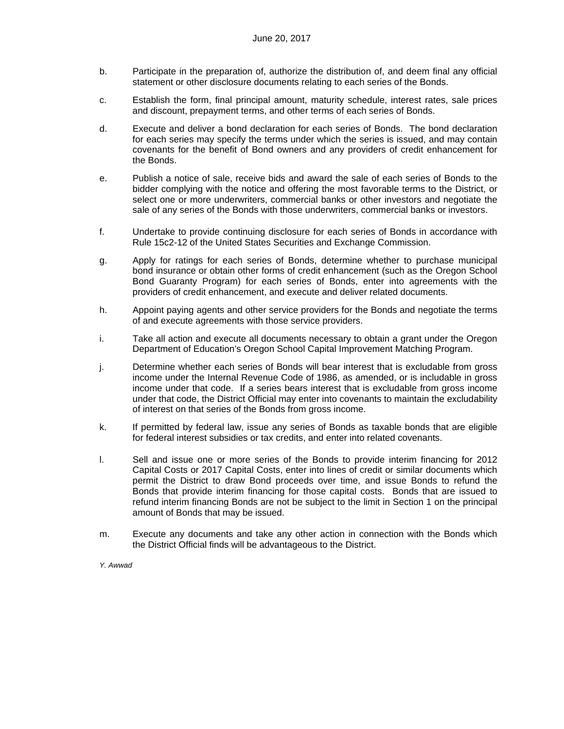b. Participate in the preparation of, authorize the distribution of, and deem final any official statement or other disclosure documents relating to each series of the Bonds.

c. Establish the form, final principal amount, maturity schedule, interest rates, sale prices and discount, prepayment terms, and other terms of each series of Bonds.

d. Execute and deliver a bond declaration for each series of Bonds. The bond declaration for each series may specify the terms under which the series is issued, and may contain covenants for the benefit of Bond owners and any providers of credit enhancement for the Bonds.

e. Publish a notice of sale, receive bids and award the sale of each series of Bonds to the bidder complying with the notice and offering the most favorable terms to the District, or select one or more underwriters, commercial banks or other investors and negotiate the sale of any series of the Bonds with those underwriters, commercial banks or investors.

f. Undertake to provide continuing disclosure for each series of Bonds in accordance with Rule 15c2-12 of the United States Securities and Exchange Commission.

g. Apply for ratings for each series of Bonds, determine whether to purchase municipal bond insurance or obtain other forms of credit enhancement (such as the Oregon School Bond Guaranty Program) for each series of Bonds, enter into agreements with the providers of credit enhancement, and execute and deliver related documents.

h. Appoint paying agents and other service providers for the Bonds and negotiate the terms of and execute agreements with those service providers.

i. Take all action and execute all documents necessary to obtain a grant under the Oregon Department of Education's Oregon School Capital Improvement Matching Program.

j. Determine whether each series of Bonds will bear interest that is excludable from gross income under the Internal Revenue Code of 1986, as amended, or is includable in gross income under that code. If a series bears interest that is excludable from gross income under that code, the District Official may enter into covenants to maintain the excludability of interest on that series of the Bonds from gross income.

k. If permitted by federal law, issue any series of Bonds as taxable bonds that are eligible for federal interest subsidies or tax credits, and enter into related covenants.

l. Sell and issue one or more series of the Bonds to provide interim financing for 2012 Capital Costs or 2017 Capital Costs, enter into lines of credit or similar documents which permit the District to draw Bond proceeds over time, and issue Bonds to refund the Bonds that provide interim financing for those capital costs. Bonds that are issued to refund interim financing Bonds are not be subject to the limit in Section 1 on the principal amount of Bonds that may be issued.

m. Execute any documents and take any other action in connection with the Bonds which the District Official finds will be advantageous to the District.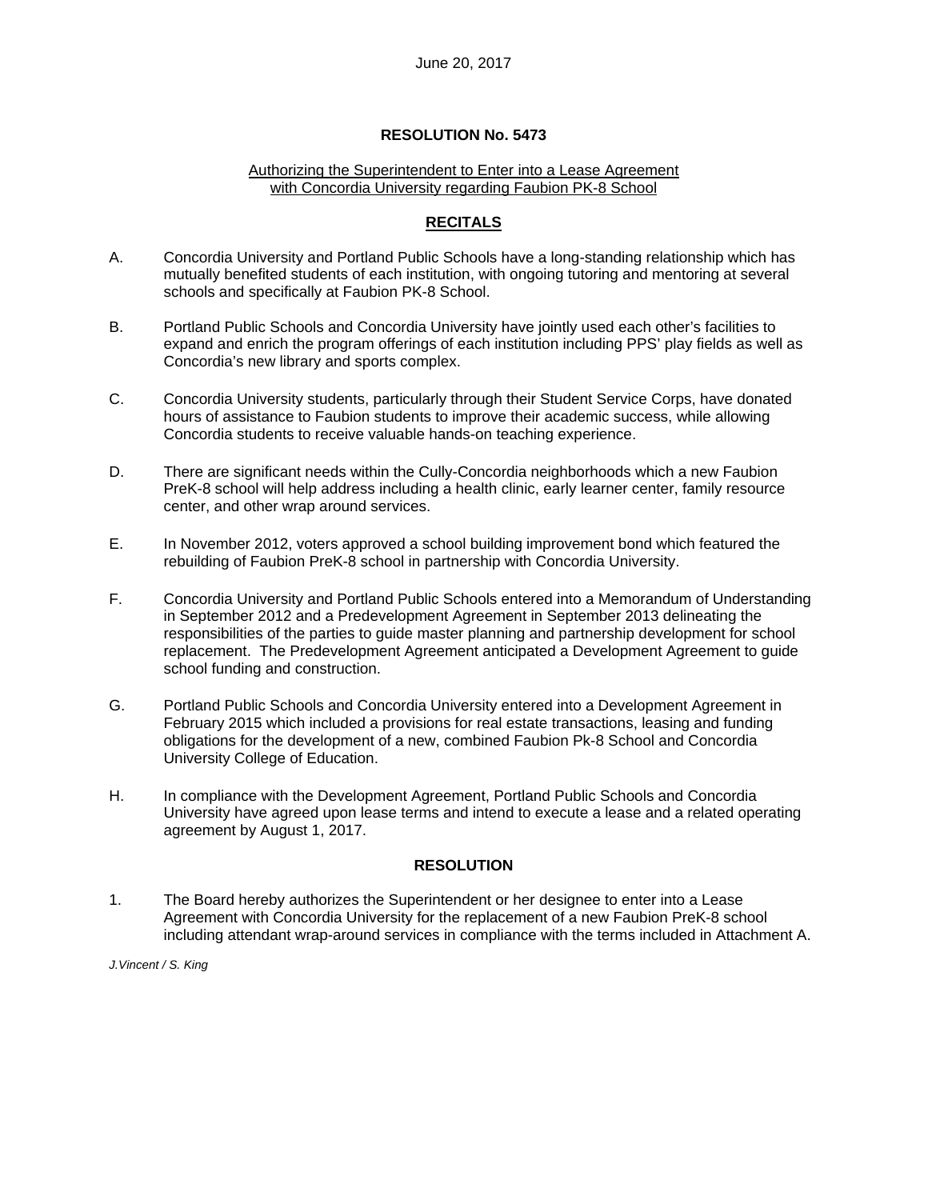June 20, 2017

# RESOLUTION No. 5473

Authorizing the Superintendent to Enter into a Lease Agreement with Concordia University regarding Faubion PK-8 School

## RECITALS

A. Concordia University and Portland Public Schools have a long-standing relationship which has mutually benefited students of each institution, with ongoing tutoring and mentoring at several schools and specifically at Faubion PK-8 School.

B. Portland Public Schools and Concordia University have jointly used each other's facilities to expand and enrich the program offerings of each institution including PPS' play fields as well as Concordia's new library and sports complex.

C. Concordia University students, particularly through their Student Service Corps, have donated hours of assistance to Faubion students to improve their academic success, while allowing Concordia students to receive valuable hands-on teaching experience.

D. There are significant needs within the Cully-Concordia neighborhoods which a new Faubion PreK-8 school will help address including a health clinic, early learner center, family resource center, and other wrap around services.

E. In November 2012, voters approved a school building improvement bond which featured the rebuilding of Faubion PreK-8 school in partnership with Concordia University.

F. Concordia University and Portland Public Schools entered into a Memorandum of Understanding in September 2012 and a Predevelopment Agreement in September 2013 delineating the responsibilities of the parties to guide master planning and partnership development for school replacement. The Predevelopment Agreement anticipated a Development Agreement to guide school funding and construction.

G. Portland Public Schools and Concordia University entered into a Development Agreement in February 2015 which included a provisions for real estate transactions, leasing and funding obligations for the development of a new, combined Faubion Pk-8 School and Concordia University College of Education.

H. In compliance with the Development Agreement, Portland Public Schools and Concordia University have agreed upon lease terms and intend to execute a lease and a related operating agreement by August 1, 2017.

## RESOLUTION

1. The Board hereby authorizes the Superintendent or her designee to enter into a Lease Agreement with Concordia University for the replacement of a new Faubion PreK-8 school including attendant wrap-around services in compliance with the terms included in Attachment A.

*J.Vincent / S. King*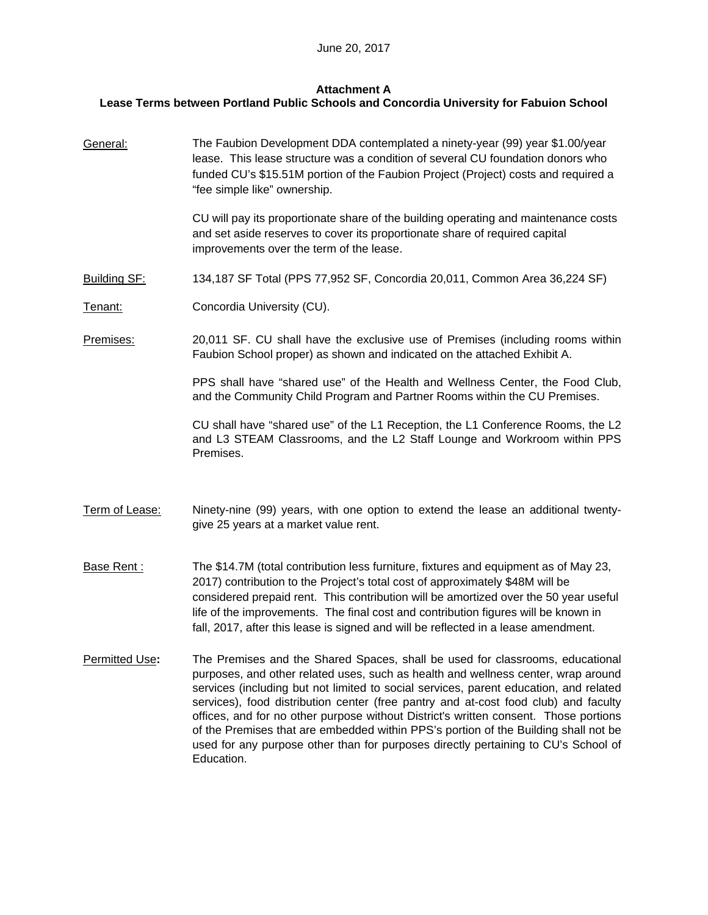June 20, 2017

**Attachment A**
**Lease Terms between Portland Public Schools and Concordia University for Fabuion School**

General: The Faubion Development DDA contemplated a ninety-year (99) year $1.00/year lease. This lease structure was a condition of several CU foundation donors who funded CU's $15.51M portion of the Faubion Project (Project) costs and required a "fee simple like" ownership.

CU will pay its proportionate share of the building operating and maintenance costs and set aside reserves to cover its proportionate share of required capital improvements over the term of the lease.

Building SF: 134,187 SF Total (PPS 77,952 SF, Concordia 20,011, Common Area 36,224 SF)

Tenant: Concordia University (CU).

Premises: 20,011 SF. CU shall have the exclusive use of Premises (including rooms within Faubion School proper) as shown and indicated on the attached Exhibit A.

PPS shall have "shared use" of the Health and Wellness Center, the Food Club, and the Community Child Program and Partner Rooms within the CU Premises.

CU shall have "shared use" of the L1 Reception, the L1 Conference Rooms, the L2 and L3 STEAM Classrooms, and the L2 Staff Lounge and Workroom within PPS Premises.

Term of Lease: Ninety-nine (99) years, with one option to extend the lease an additional twenty-give 25 years at a market value rent.

Base Rent : The $14.7M (total contribution less furniture, fixtures and equipment as of May 23, 2017) contribution to the Project's total cost of approximately $48M will be considered prepaid rent. This contribution will be amortized over the 50 year useful life of the improvements. The final cost and contribution figures will be known in fall, 2017, after this lease is signed and will be reflected in a lease amendment.

Permitted Use**:** The Premises and the Shared Spaces, shall be used for classrooms, educational purposes, and other related uses, such as health and wellness center, wrap around services (including but not limited to social services, parent education, and related services), food distribution center (free pantry and at-cost food club) and faculty offices, and for no other purpose without District's written consent. Those portions of the Premises that are embedded within PPS's portion of the Building shall not be used for any purpose other than for purposes directly pertaining to CU's School of Education.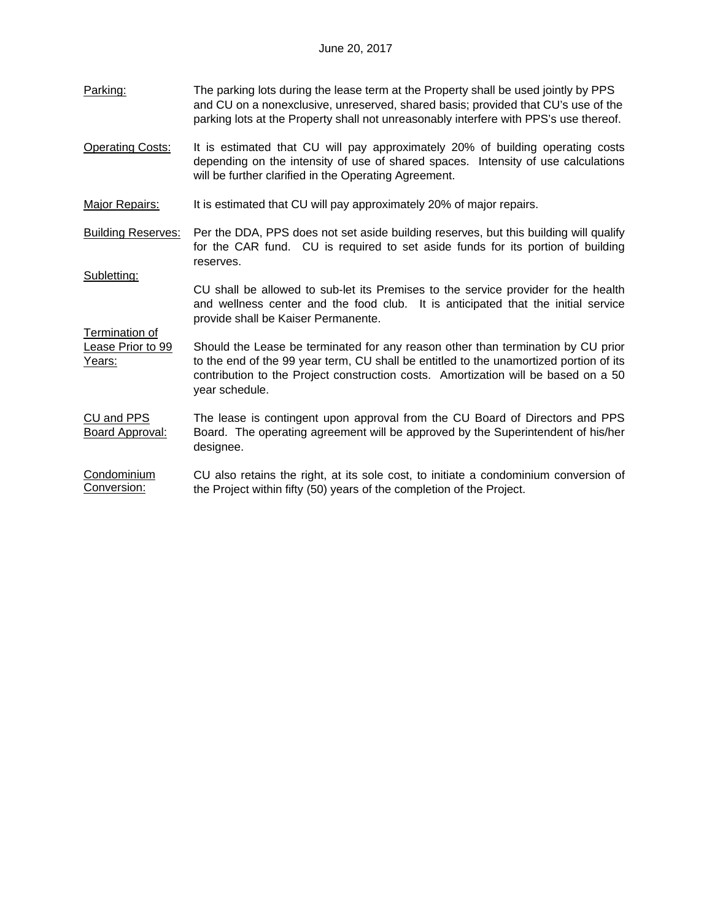June 20, 2017

<u>Parking:</u> The parking lots during the lease term at the Property shall be used jointly by PPS and CU on a nonexclusive, unreserved, shared basis; provided that CU's use of the parking lots at the Property shall not unreasonably interfere with PPS's use thereof.

<u>Operating Costs:</u> It is estimated that CU will pay approximately 20% of building operating costs depending on the intensity of use of shared spaces. Intensity of use calculations will be further clarified in the Operating Agreement.

<u>Major Repairs:</u> It is estimated that CU will pay approximately 20% of major repairs.

<u>Building Reserves:</u> Per the DDA, PPS does not set aside building reserves, but this building will qualify for the CAR fund. CU is required to set aside funds for its portion of building reserves.

<u>Subletting:</u> CU shall be allowed to sub-let its Premises to the service provider for the health and wellness center and the food club. It is anticipated that the initial service provide shall be Kaiser Permanente.

<u>Termination of Lease Prior to 99 Years:</u> Should the Lease be terminated for any reason other than termination by CU prior to the end of the 99 year term, CU shall be entitled to the unamortized portion of its contribution to the Project construction costs. Amortization will be based on a 50 year schedule.

<u>CU and PPS Board Approval:</u> The lease is contingent upon approval from the CU Board of Directors and PPS Board. The operating agreement will be approved by the Superintendent of his/her designee.

<u>Condominium Conversion:</u> CU also retains the right, at its sole cost, to initiate a condominium conversion of the Project within fifty (50) years of the completion of the Project.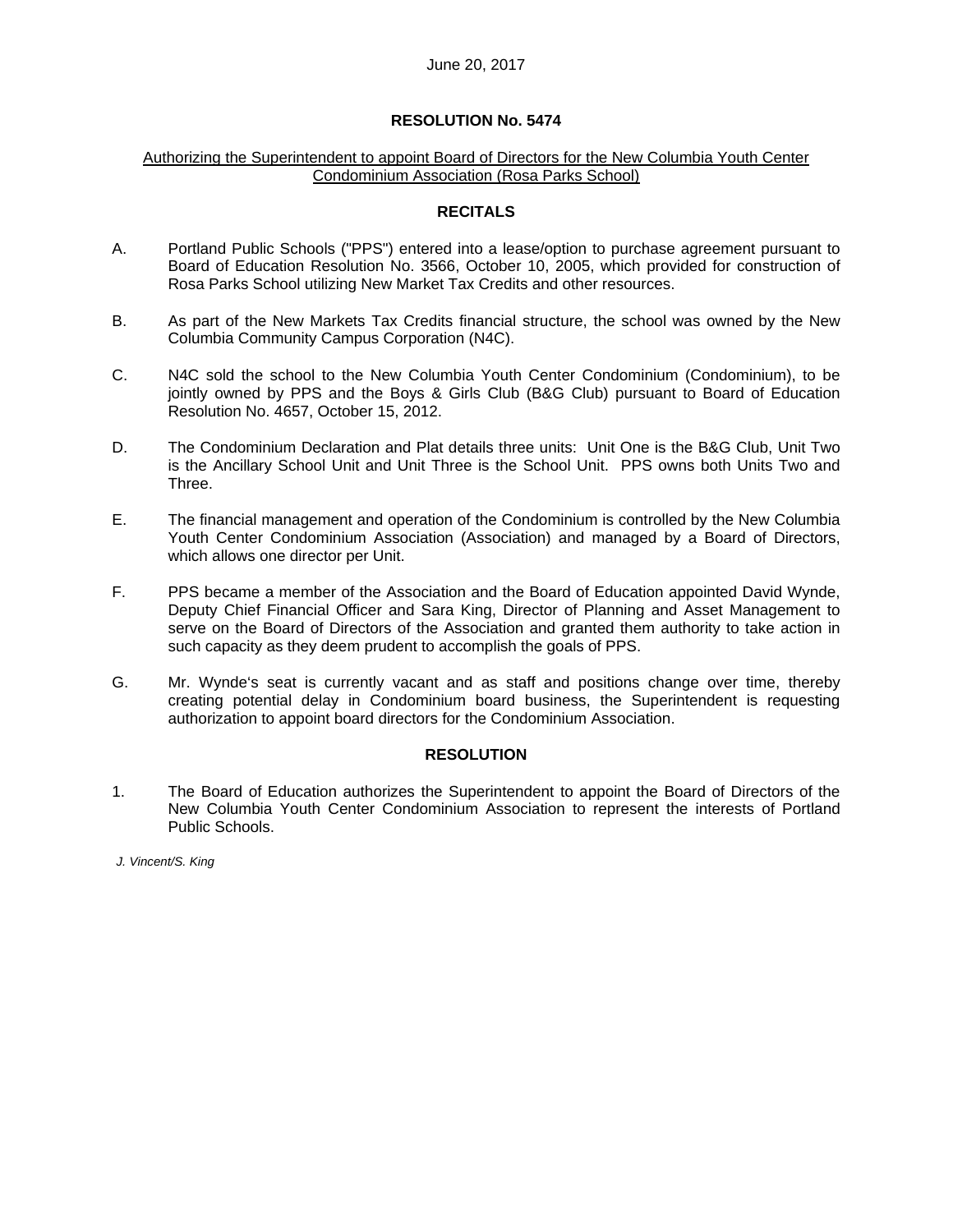June 20, 2017

## RESOLUTION No. 5474

Authorizing the Superintendent to appoint Board of Directors for the New Columbia Youth Center Condominium Association (Rosa Parks School)

### RECITALS

A. Portland Public Schools ("PPS") entered into a lease/option to purchase agreement pursuant to Board of Education Resolution No. 3566, October 10, 2005, which provided for construction of Rosa Parks School utilizing New Market Tax Credits and other resources.

B. As part of the New Markets Tax Credits financial structure, the school was owned by the New Columbia Community Campus Corporation (N4C).

C. N4C sold the school to the New Columbia Youth Center Condominium (Condominium), to be jointly owned by PPS and the Boys & Girls Club (B&G Club) pursuant to Board of Education Resolution No. 4657, October 15, 2012.

D. The Condominium Declaration and Plat details three units: Unit One is the B&G Club, Unit Two is the Ancillary School Unit and Unit Three is the School Unit. PPS owns both Units Two and Three.

E. The financial management and operation of the Condominium is controlled by the New Columbia Youth Center Condominium Association (Association) and managed by a Board of Directors, which allows one director per Unit.

F. PPS became a member of the Association and the Board of Education appointed David Wynde, Deputy Chief Financial Officer and Sara King, Director of Planning and Asset Management to serve on the Board of Directors of the Association and granted them authority to take action in such capacity as they deem prudent to accomplish the goals of PPS.

G. Mr. Wynde's seat is currently vacant and as staff and positions change over time, thereby creating potential delay in Condominium board business, the Superintendent is requesting authorization to appoint board directors for the Condominium Association.

### RESOLUTION

1. The Board of Education authorizes the Superintendent to appoint the Board of Directors of the New Columbia Youth Center Condominium Association to represent the interests of Portland Public Schools.

*J. Vincent/S. King*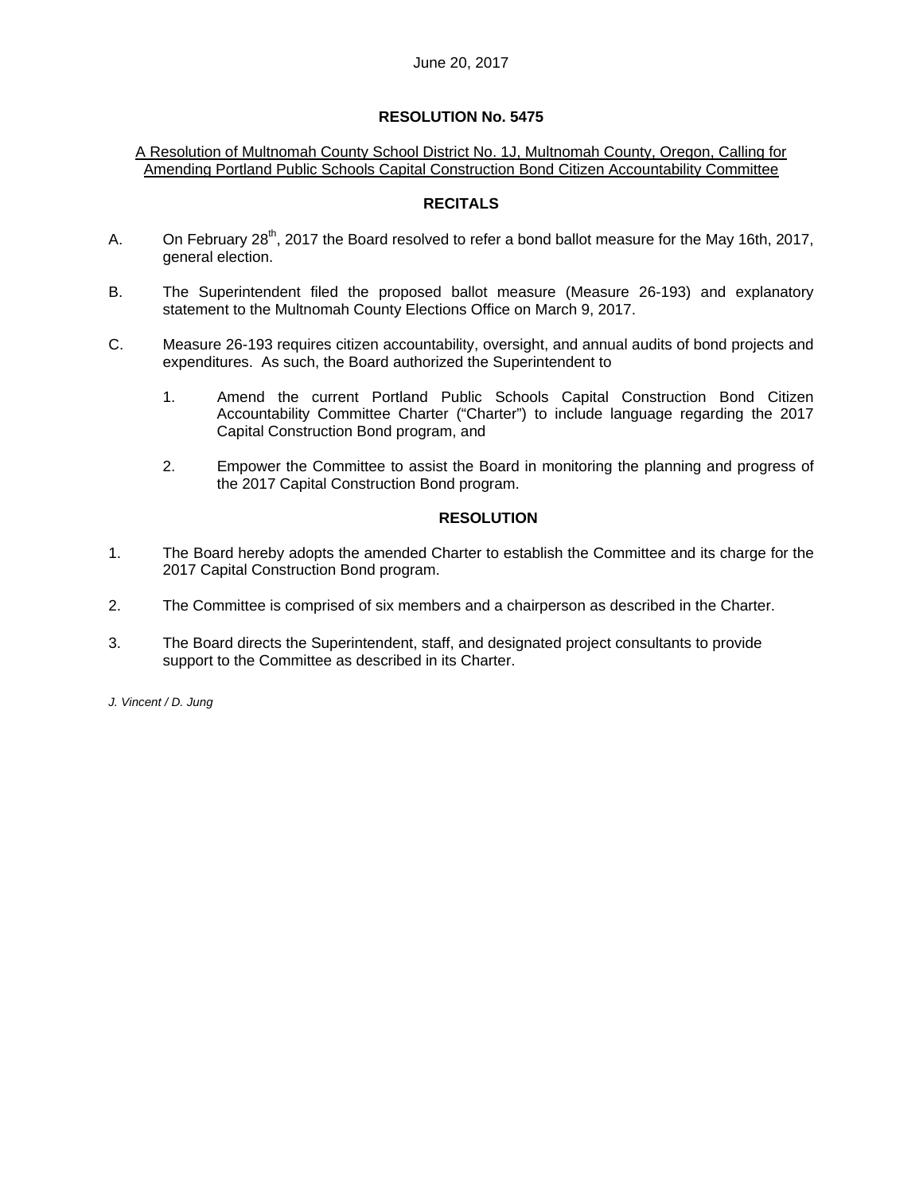June 20, 2017

# RESOLUTION No. 5475

A Resolution of Multnomah County School District No. 1J, Multnomah County, Oregon, Calling for Amending Portland Public Schools Capital Construction Bond Citizen Accountability Committee

## RECITALS

A. On February 28th, 2017 the Board resolved to refer a bond ballot measure for the May 16th, 2017, general election.

B. The Superintendent filed the proposed ballot measure (Measure 26-193) and explanatory statement to the Multnomah County Elections Office on March 9, 2017.

C. Measure 26-193 requires citizen accountability, oversight, and annual audits of bond projects and expenditures. As such, the Board authorized the Superintendent to

1. Amend the current Portland Public Schools Capital Construction Bond Citizen Accountability Committee Charter ("Charter") to include language regarding the 2017 Capital Construction Bond program, and

2. Empower the Committee to assist the Board in monitoring the planning and progress of the 2017 Capital Construction Bond program.

## RESOLUTION

1. The Board hereby adopts the amended Charter to establish the Committee and its charge for the 2017 Capital Construction Bond program.

2. The Committee is comprised of six members and a chairperson as described in the Charter.

3. The Board directs the Superintendent, staff, and designated project consultants to provide support to the Committee as described in its Charter.

*J. Vincent / D. Jung*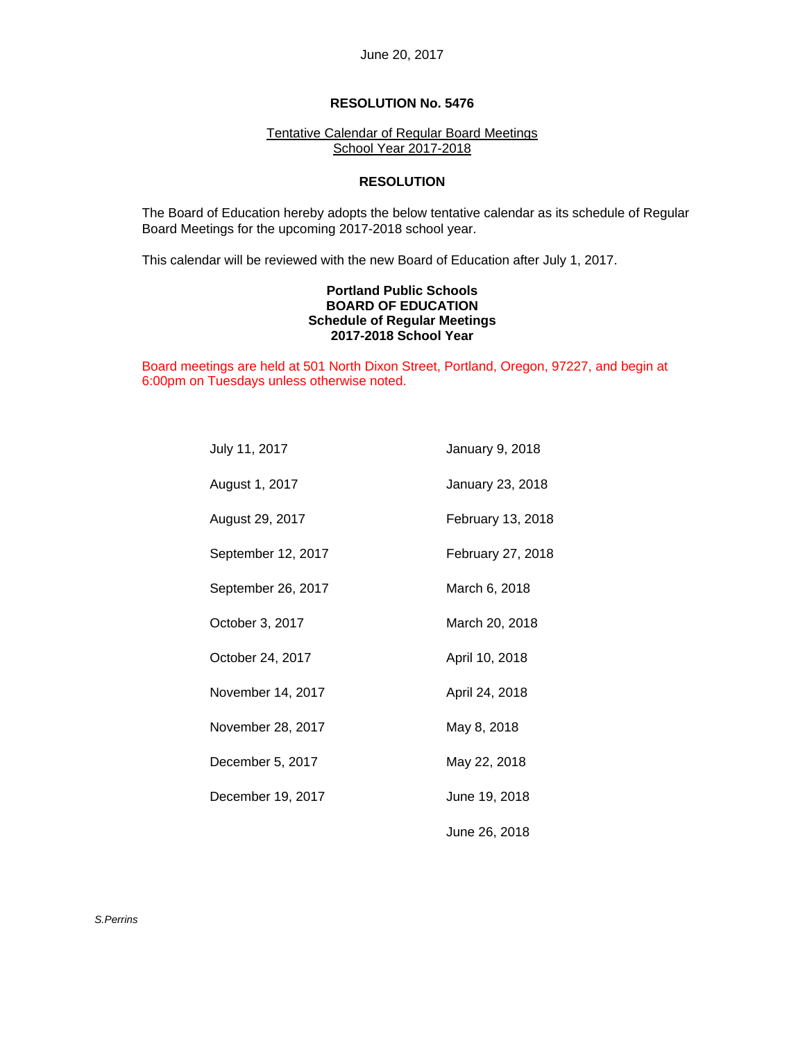June 20, 2017

## RESOLUTION No. 5476

Tentative Calendar of Regular Board Meetings
School Year 2017-2018

### RESOLUTION

The Board of Education hereby adopts the below tentative calendar as its schedule of Regular Board Meetings for the upcoming 2017-2018 school year.

This calendar will be reviewed with the new Board of Education after July 1, 2017.

**Portland Public Schools**
**BOARD OF EDUCATION**
**Schedule of Regular Meetings**
**2017-2018 School Year**

Board meetings are held at 501 North Dixon Street, Portland, Oregon, 97227, and begin at 6:00pm on Tuesdays unless otherwise noted.

| | |
|---|---|
| July 11, 2017 | January 9, 2018 |
| August 1, 2017 | January 23, 2018 |
| August 29, 2017 | February 13, 2018 |
| September 12, 2017 | February 27, 2018 |
| September 26, 2017 | March 6, 2018 |
| October 3, 2017 | March 20, 2018 |
| October 24, 2017 | April 10, 2018 |
| November 14, 2017 | April 24, 2018 |
| November 28, 2017 | May 8, 2018 |
| December 5, 2017 | May 22, 2018 |
| December 19, 2017 | June 19, 2018 |
| | June 26, 2018 |

*S.Perrins*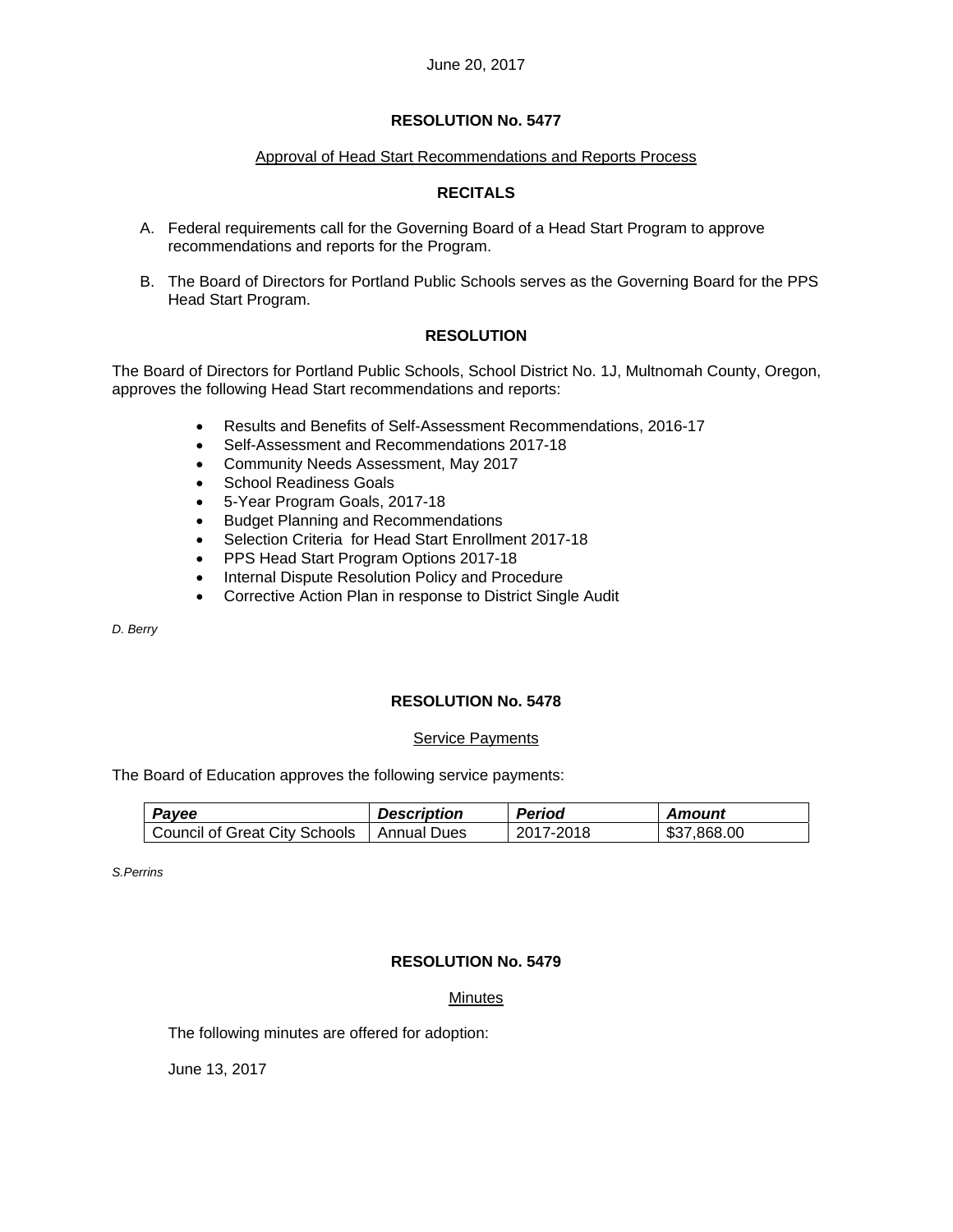June 20, 2017

## RESOLUTION No. 5477

Approval of Head Start Recommendations and Reports Process

### RECITALS

A. Federal requirements call for the Governing Board of a Head Start Program to approve recommendations and reports for the Program.

B. The Board of Directors for Portland Public Schools serves as the Governing Board for the PPS Head Start Program.

### RESOLUTION

The Board of Directors for Portland Public Schools, School District No. 1J, Multnomah County, Oregon, approves the following Head Start recommendations and reports:

- Results and Benefits of Self-Assessment Recommendations, 2016-17
- Self-Assessment and Recommendations 2017-18
- Community Needs Assessment, May 2017
- School Readiness Goals
- 5-Year Program Goals, 2017-18
- Budget Planning and Recommendations
- Selection Criteria for Head Start Enrollment 2017-18
- PPS Head Start Program Options 2017-18
- Internal Dispute Resolution Policy and Procedure
- Corrective Action Plan in response to District Single Audit

*D. Berry*

## RESOLUTION No. 5478

Service Payments

The Board of Education approves the following service payments:

| ***Payee*** | ***Description*** | ***Period*** | ***Amount*** |
|---|---|---|---|
| Council of Great City Schools | Annual Dues | 2017-2018 | $37,868.00 |

*S.Perrins*

## RESOLUTION No. 5479

Minutes

The following minutes are offered for adoption:

June 13, 2017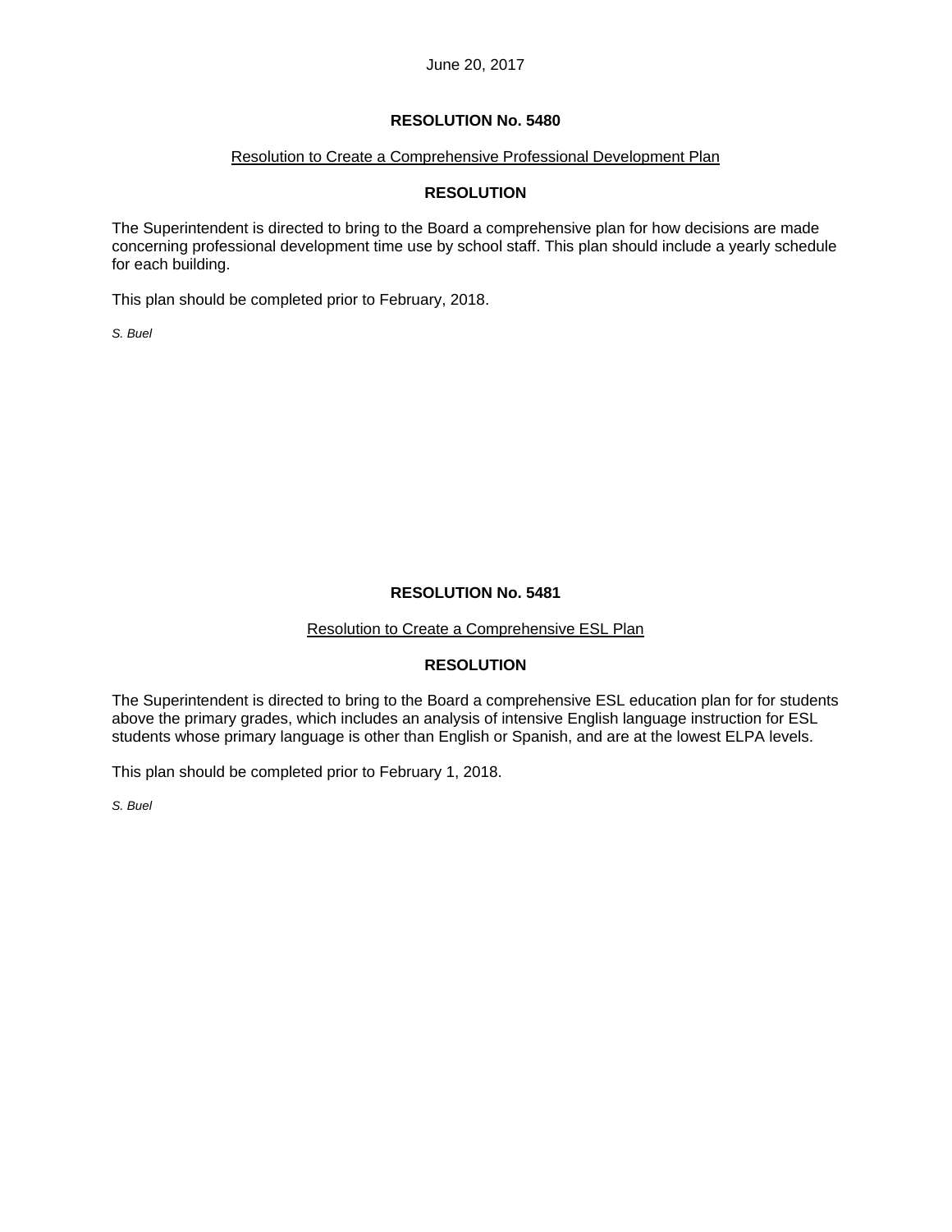June 20, 2017

**RESOLUTION No. 5480**

Resolution to Create a Comprehensive Professional Development Plan

**RESOLUTION**

The Superintendent is directed to bring to the Board a comprehensive plan for how decisions are made concerning professional development time use by school staff. This plan should include a yearly schedule for each building.

This plan should be completed prior to February, 2018.

*S. Buel*

**RESOLUTION No. 5481**

Resolution to Create a Comprehensive ESL Plan

**RESOLUTION**

The Superintendent is directed to bring to the Board a comprehensive ESL education plan for for students above the primary grades, which includes an analysis of intensive English language instruction for ESL students whose primary language is other than English or Spanish, and are at the lowest ELPA levels.

This plan should be completed prior to February 1, 2018.

*S. Buel*